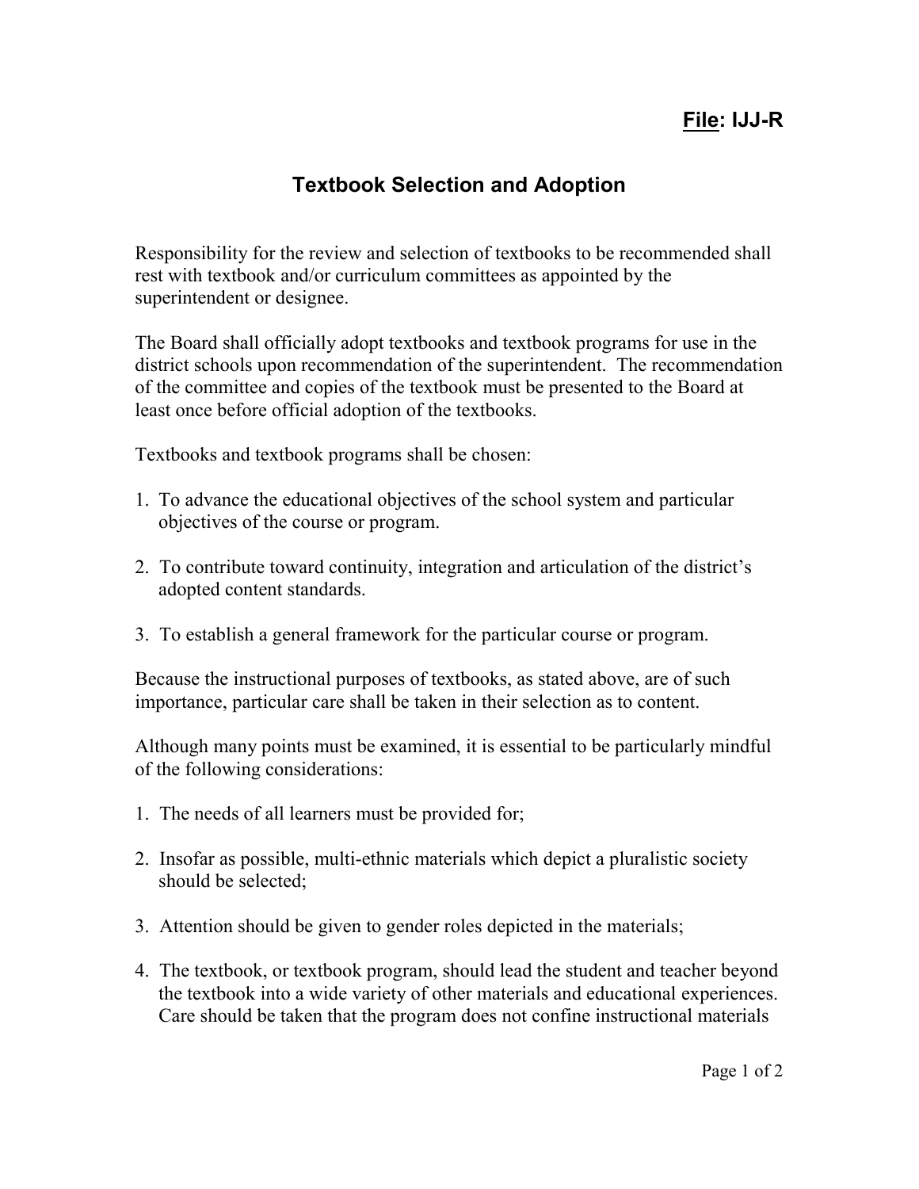**File: IJJ-R**

# Textbook Selection and Adoption

Responsibility for the review and selection of textbooks to be recommended shall rest with textbook and/or curriculum committees as appointed by the superintendent or designee.

The Board shall officially adopt textbooks and textbook programs for use in the district schools upon recommendation of the superintendent. The recommendation of the committee and copies of the textbook must be presented to the Board at least once before official adoption of the textbooks.

Textbooks and textbook programs shall be chosen:

1. To advance the educational objectives of the school system and particular objectives of the course or program.

2. To contribute toward continuity, integration and articulation of the district's adopted content standards.

3. To establish a general framework for the particular course or program.

Because the instructional purposes of textbooks, as stated above, are of such importance, particular care shall be taken in their selection as to content.

Although many points must be examined, it is essential to be particularly mindful of the following considerations:

1. The needs of all learners must be provided for;

2. Insofar as possible, multi-ethnic materials which depict a pluralistic society should be selected;

3. Attention should be given to gender roles depicted in the materials;

4. The textbook, or textbook program, should lead the student and teacher beyond the textbook into a wide variety of other materials and educational experiences. Care should be taken that the program does not confine instructional materials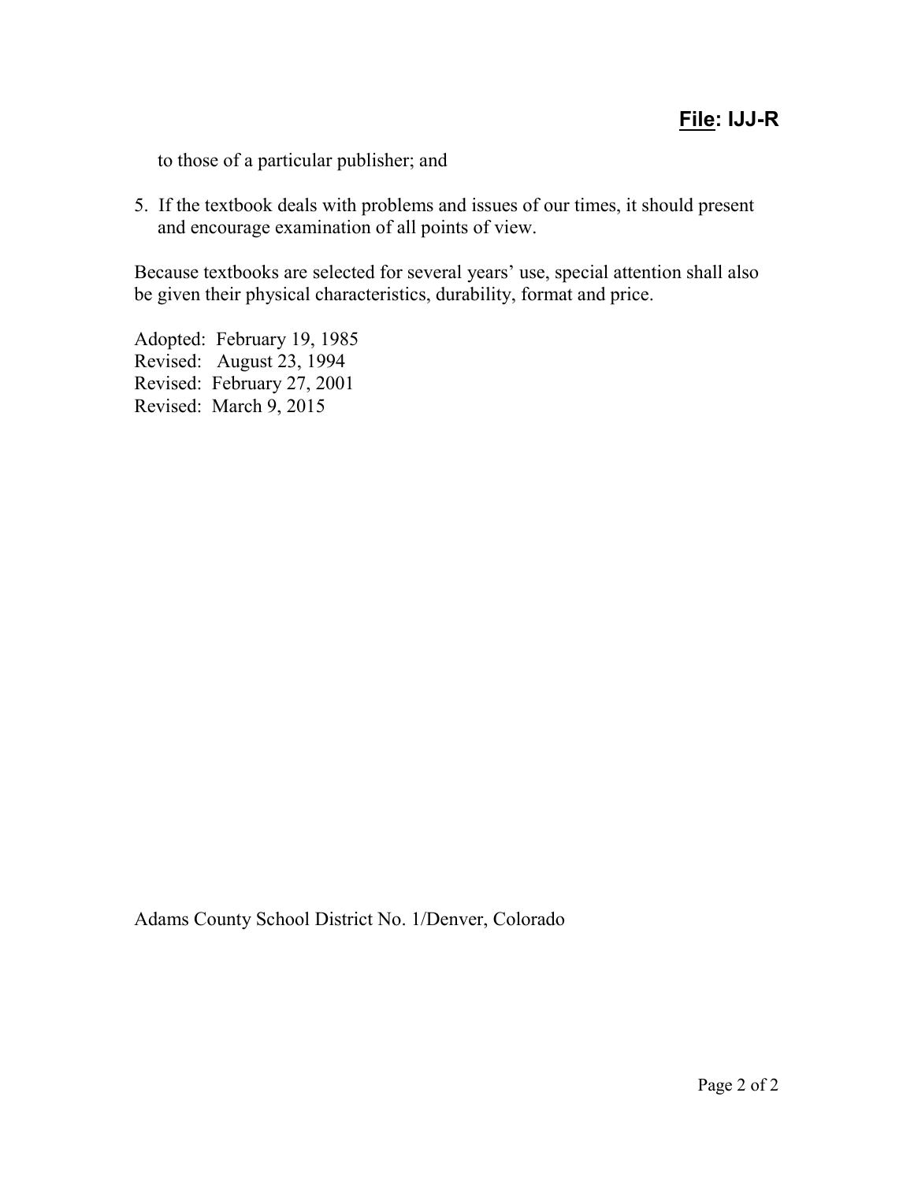to those of a particular publisher; and

5. If the textbook deals with problems and issues of our times, it should present and encourage examination of all points of view.

Because textbooks are selected for several years' use, special attention shall also be given their physical characteristics, durability, format and price.

Adopted: February 19, 1985
Revised: August 23, 1994
Revised: February 27, 2001
Revised: March 9, 2015

Adams County School District No. 1/Denver, Colorado